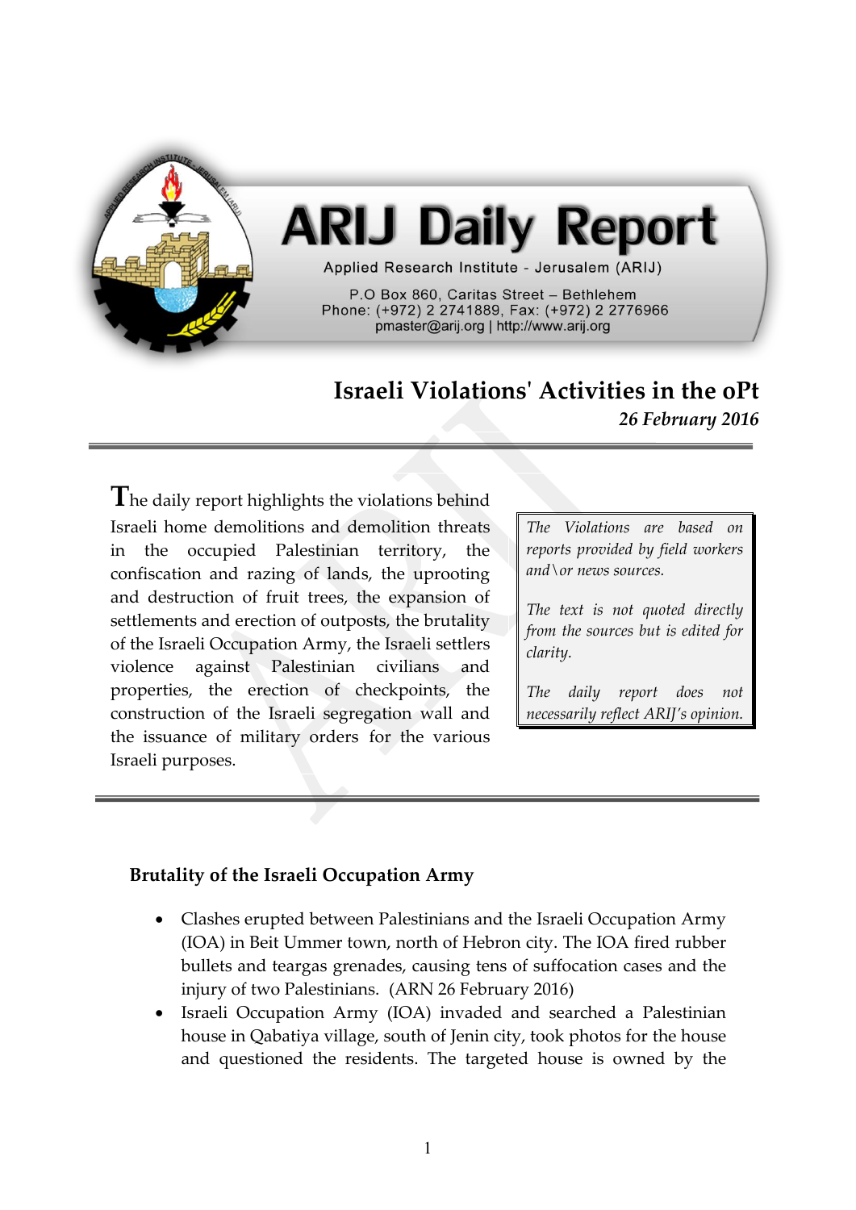# ARIJ Daily Report

Applied Research Institute - Jerusalem (ARIJ)

P.O Box 860, Caritas Street – Bethlehem
Phone: (+972) 2 2741889, Fax: (+972) 2 2776966
pmaster@arij.org | http://www.arij.org

## Israeli Violations' Activities in the oPt

*26 February 2016*

The daily report highlights the violations behind Israeli home demolitions and demolition threats in the occupied Palestinian territory, the confiscation and razing of lands, the uprooting and destruction of fruit trees, the expansion of settlements and erection of outposts, the brutality of the Israeli Occupation Army, the Israeli settlers violence against Palestinian civilians and properties, the erection of checkpoints, the construction of the Israeli segregation wall and the issuance of military orders for the various Israeli purposes.

*The Violations are based on reports provided by field workers and\or news sources.*

*The text is not quoted directly from the sources but is edited for clarity.*

*The daily report does not necessarily reflect ARIJ's opinion.*

### Brutality of the Israeli Occupation Army

- Clashes erupted between Palestinians and the Israeli Occupation Army (IOA) in Beit Ummer town, north of Hebron city. The IOA fired rubber bullets and teargas grenades, causing tens of suffocation cases and the injury of two Palestinians. (ARN 26 February 2016)
- Israeli Occupation Army (IOA) invaded and searched a Palestinian house in Qabatiya village, south of Jenin city, took photos for the house and questioned the residents. The targeted house is owned by the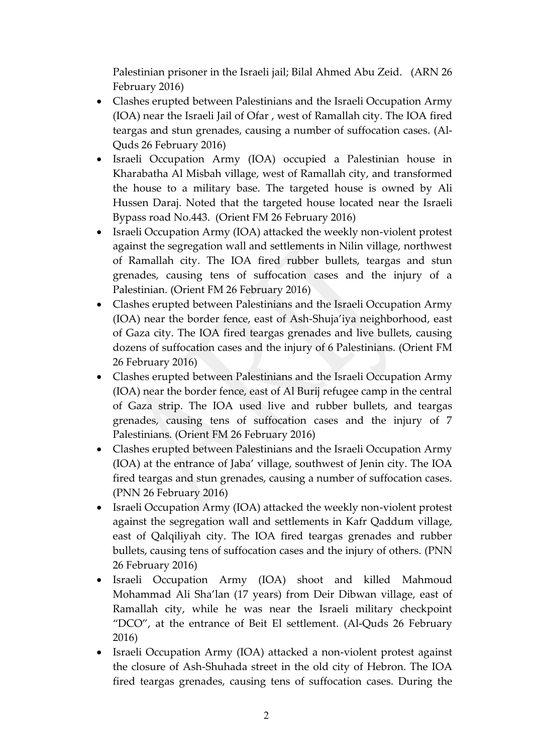Palestinian prisoner in the Israeli jail; Bilal Ahmed Abu Zeid. (ARN 26 February 2016)

- Clashes erupted between Palestinians and the Israeli Occupation Army (IOA) near the Israeli Jail of Ofar , west of Ramallah city. The IOA fired teargas and stun grenades, causing a number of suffocation cases. (Al-Quds 26 February 2016)
- Israeli Occupation Army (IOA) occupied a Palestinian house in Kharabatha Al Misbah village, west of Ramallah city, and transformed the house to a military base. The targeted house is owned by Ali Hussen Daraj. Noted that the targeted house located near the Israeli Bypass road No.443. (Orient FM 26 February 2016)
- Israeli Occupation Army (IOA) attacked the weekly non-violent protest against the segregation wall and settlements in Nilin village, northwest of Ramallah city. The IOA fired rubber bullets, teargas and stun grenades, causing tens of suffocation cases and the injury of a Palestinian. (Orient FM 26 February 2016)
- Clashes erupted between Palestinians and the Israeli Occupation Army (IOA) near the border fence, east of Ash-Shuja'iya neighborhood, east of Gaza city. The IOA fired teargas grenades and live bullets, causing dozens of suffocation cases and the injury of 6 Palestinians. (Orient FM 26 February 2016)
- Clashes erupted between Palestinians and the Israeli Occupation Army (IOA) near the border fence, east of Al Burij refugee camp in the central of Gaza strip. The IOA used live and rubber bullets, and teargas grenades, causing tens of suffocation cases and the injury of 7 Palestinians. (Orient FM 26 February 2016)
- Clashes erupted between Palestinians and the Israeli Occupation Army (IOA) at the entrance of Jaba' village, southwest of Jenin city. The IOA fired teargas and stun grenades, causing a number of suffocation cases. (PNN 26 February 2016)
- Israeli Occupation Army (IOA) attacked the weekly non-violent protest against the segregation wall and settlements in Kafr Qaddum village, east of Qalqiliyah city. The IOA fired teargas grenades and rubber bullets, causing tens of suffocation cases and the injury of others. (PNN 26 February 2016)
- Israeli Occupation Army (IOA) shoot and killed Mahmoud Mohammad Ali Sha'lan (17 years) from Deir Dibwan village, east of Ramallah city, while he was near the Israeli military checkpoint "DCO", at the entrance of Beit El settlement. (Al-Quds 26 February 2016)
- Israeli Occupation Army (IOA) attacked a non-violent protest against the closure of Ash-Shuhada street in the old city of Hebron. The IOA fired teargas grenades, causing tens of suffocation cases. During the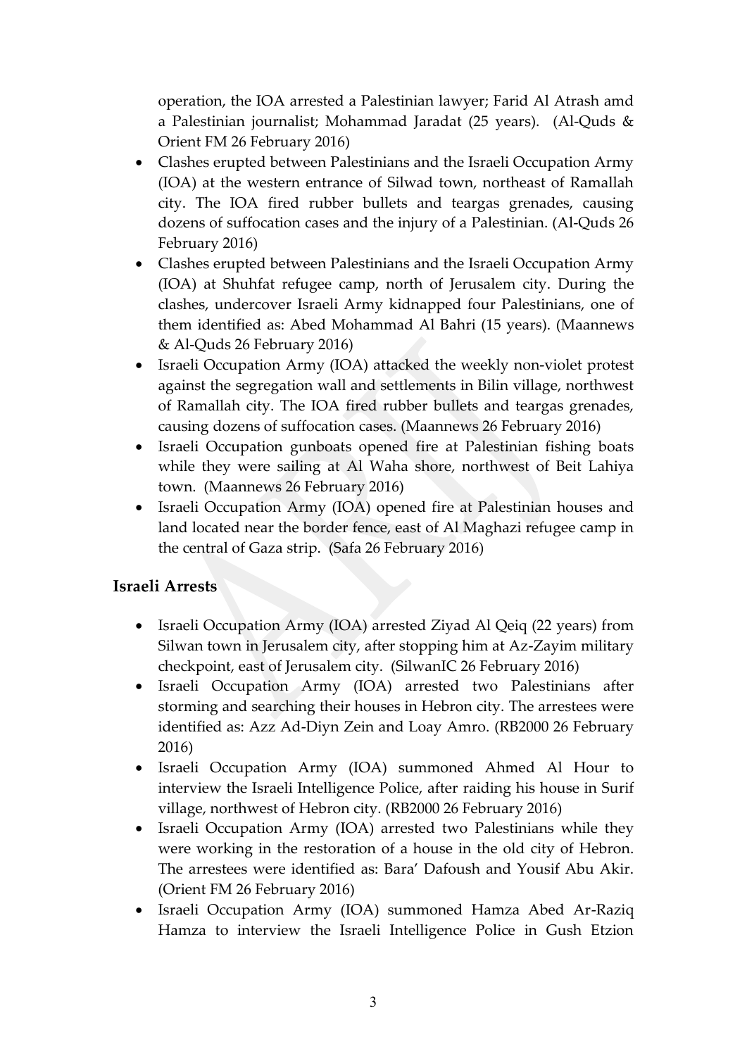operation, the IOA arrested a Palestinian lawyer; Farid Al Atrash amd a Palestinian journalist; Mohammad Jaradat (25 years). (Al-Quds & Orient FM 26 February 2016)

- Clashes erupted between Palestinians and the Israeli Occupation Army (IOA) at the western entrance of Silwad town, northeast of Ramallah city. The IOA fired rubber bullets and teargas grenades, causing dozens of suffocation cases and the injury of a Palestinian. (Al-Quds 26 February 2016)
- Clashes erupted between Palestinians and the Israeli Occupation Army (IOA) at Shuhfat refugee camp, north of Jerusalem city. During the clashes, undercover Israeli Army kidnapped four Palestinians, one of them identified as: Abed Mohammad Al Bahri (15 years). (Maannews & Al-Quds 26 February 2016)
- Israeli Occupation Army (IOA) attacked the weekly non-violet protest against the segregation wall and settlements in Bilin village, northwest of Ramallah city. The IOA fired rubber bullets and teargas grenades, causing dozens of suffocation cases. (Maannews 26 February 2016)
- Israeli Occupation gunboats opened fire at Palestinian fishing boats while they were sailing at Al Waha shore, northwest of Beit Lahiya town. (Maannews 26 February 2016)
- Israeli Occupation Army (IOA) opened fire at Palestinian houses and land located near the border fence, east of Al Maghazi refugee camp in the central of Gaza strip. (Safa 26 February 2016)

## Israeli Arrests

- Israeli Occupation Army (IOA) arrested Ziyad Al Qeiq (22 years) from Silwan town in Jerusalem city, after stopping him at Az-Zayim military checkpoint, east of Jerusalem city. (SilwanIC 26 February 2016)
- Israeli Occupation Army (IOA) arrested two Palestinians after storming and searching their houses in Hebron city. The arrestees were identified as: Azz Ad-Diyn Zein and Loay Amro. (RB2000 26 February 2016)
- Israeli Occupation Army (IOA) summoned Ahmed Al Hour to interview the Israeli Intelligence Police, after raiding his house in Surif village, northwest of Hebron city. (RB2000 26 February 2016)
- Israeli Occupation Army (IOA) arrested two Palestinians while they were working in the restoration of a house in the old city of Hebron. The arrestees were identified as: Bara' Dafoush and Yousif Abu Akir. (Orient FM 26 February 2016)
- Israeli Occupation Army (IOA) summoned Hamza Abed Ar-Raziq Hamza to interview the Israeli Intelligence Police in Gush Etzion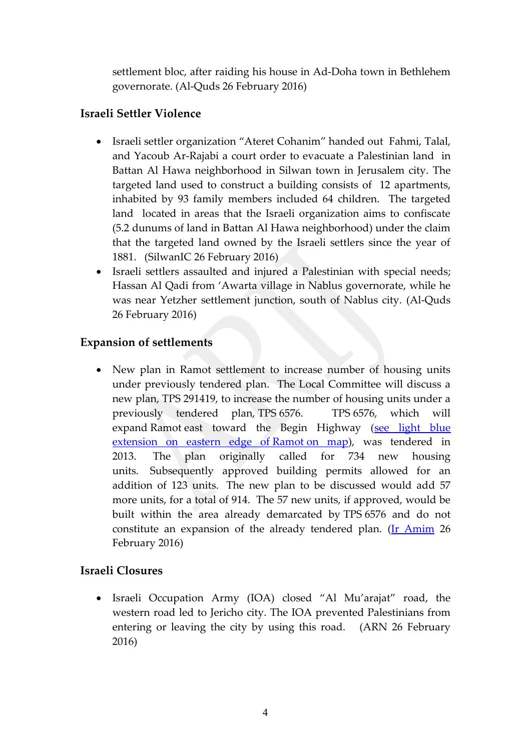settlement bloc, after raiding his house in Ad-Doha town in Bethlehem governorate. (Al-Quds 26 February 2016)

## Israeli Settler Violence

- Israeli settler organization "Ateret Cohanim" handed out Fahmi, Talal, and Yacoub Ar-Rajabi a court order to evacuate a Palestinian land in Battan Al Hawa neighborhood in Silwan town in Jerusalem city. The targeted land used to construct a building consists of 12 apartments, inhabited by 93 family members included 64 children. The targeted land located in areas that the Israeli organization aims to confiscate (5.2 dunums of land in Battan Al Hawa neighborhood) under the claim that the targeted land owned by the Israeli settlers since the year of 1881. (SilwanIC 26 February 2016)
- Israeli settlers assaulted and injured a Palestinian with special needs; Hassan Al Qadi from 'Awarta village in Nablus governorate, while he was near Yetzher settlement junction, south of Nablus city. (Al-Quds 26 February 2016)

## Expansion of settlements

- New plan in Ramot settlement to increase number of housing units under previously tendered plan. The Local Committee will discuss a new plan, TPS 291419, to increase the number of housing units under a previously tendered plan, TPS 6576. TPS 6576, which will expand Ramot east toward the Begin Highway (see light blue extension on eastern edge of Ramot on map), was tendered in 2013. The plan originally called for 734 new housing units. Subsequently approved building permits allowed for an addition of 123 units. The new plan to be discussed would add 57 more units, for a total of 914. The 57 new units, if approved, would be built within the area already demarcated by TPS 6576 and do not constitute an expansion of the already tendered plan. (Ir Amim 26 February 2016)

## Israeli Closures

- Israeli Occupation Army (IOA) closed "Al Mu'arajat" road, the western road led to Jericho city. The IOA prevented Palestinians from entering or leaving the city by using this road. (ARN 26 February 2016)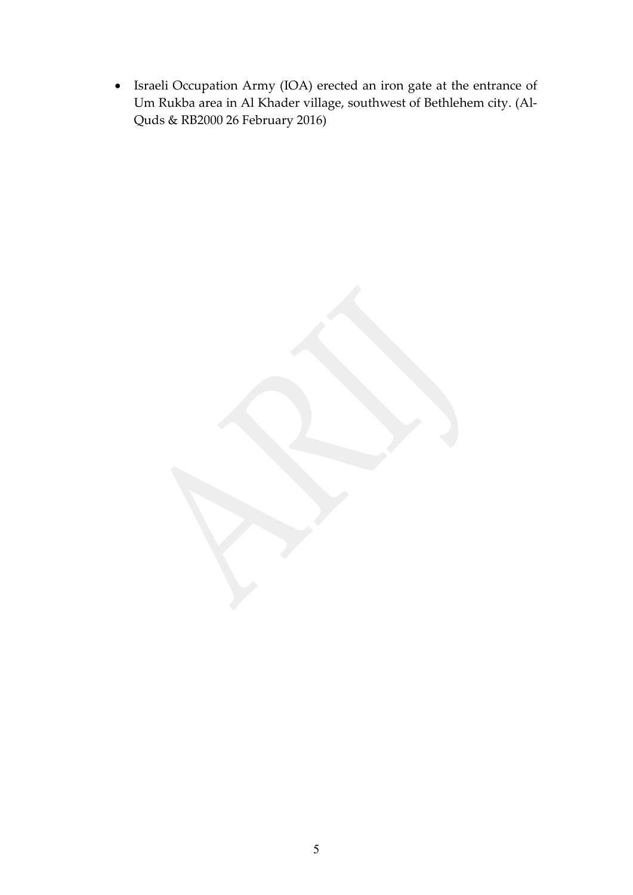- Israeli Occupation Army (IOA) erected an iron gate at the entrance of Um Rukba area in Al Khader village, southwest of Bethlehem city. (Al-Quds & RB2000 26 February 2016)